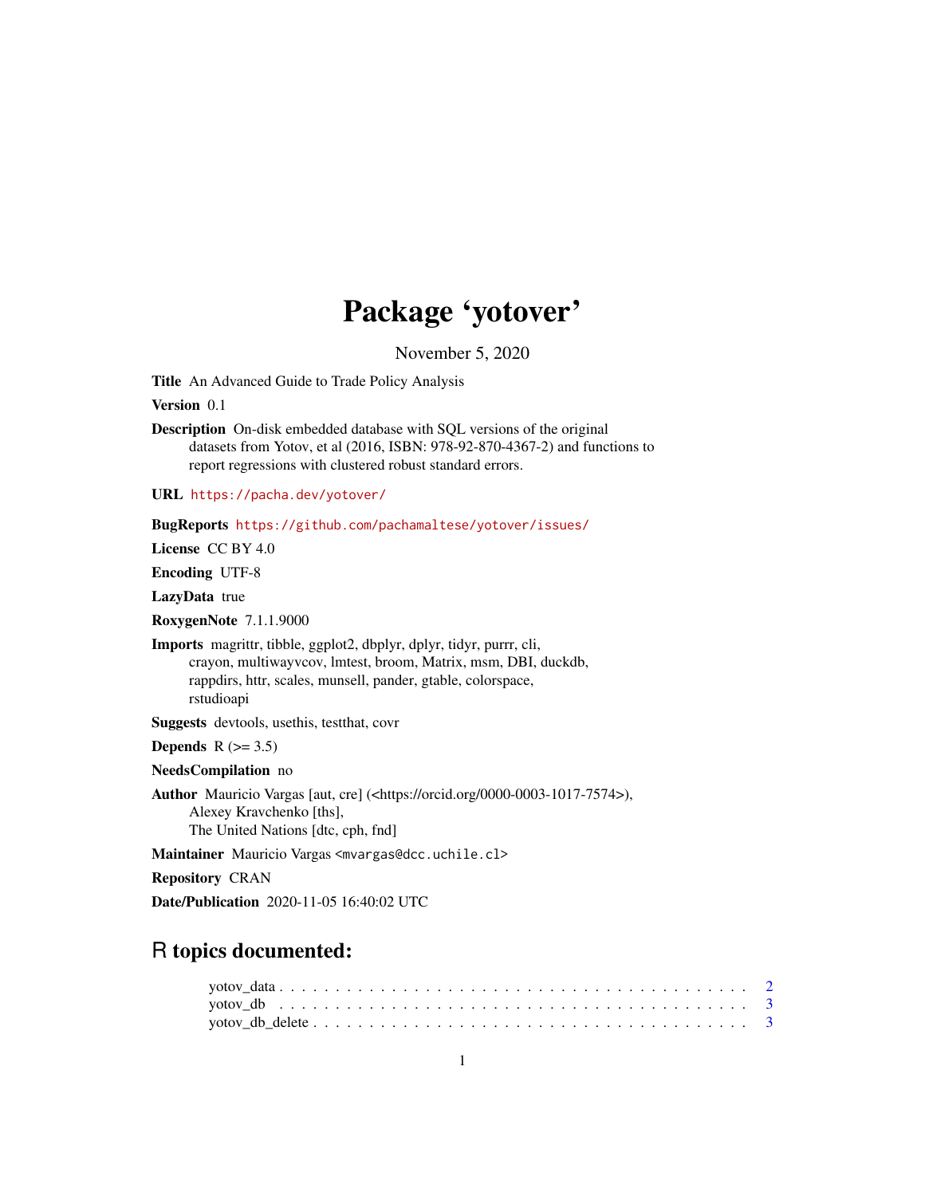# Package 'yotover'

November 5, 2020

**Title** An Advanced Guide to Trade Policy Analysis

**Version** 0.1

**Description** On-disk embedded database with SQL versions of the original datasets from Yotov, et al (2016, ISBN: 978-92-870-4367-2) and functions to report regressions with clustered robust standard errors.

**URL** https://pacha.dev/yotover/

**BugReports** https://github.com/pachamaltese/yotover/issues/

**License** CC BY 4.0

**Encoding** UTF-8

**LazyData** true

**RoxygenNote** 7.1.1.9000

**Imports** magrittr, tibble, ggplot2, dbplyr, dplyr, tidyr, purrr, cli, crayon, multiwayvcov, lmtest, broom, Matrix, msm, DBI, duckdb, rappdirs, httr, scales, munsell, pander, gtable, colorspace, rstudioapi

**Suggests** devtools, usethis, testthat, covr

**Depends** R (>= 3.5)

**NeedsCompilation** no

**Author** Mauricio Vargas [aut, cre] (<https://orcid.org/0000-0003-1017-7574>), Alexey Kravchenko [ths], The United Nations [dtc, cph, fnd]

**Maintainer** Mauricio Vargas <mvargas@dcc.uchile.cl>

**Repository** CRAN

**Date/Publication** 2020-11-05 16:40:02 UTC

## R topics documented:

yotov_data . . . . . . . . . . . . . . . . . . . . . . . . . . . . . . . . . . . . . . . . 2
yotov_db . . . . . . . . . . . . . . . . . . . . . . . . . . . . . . . . . . . . . . . . 3
yotov_db_delete . . . . . . . . . . . . . . . . . . . . . . . . . . . . . . . . . . . . . 3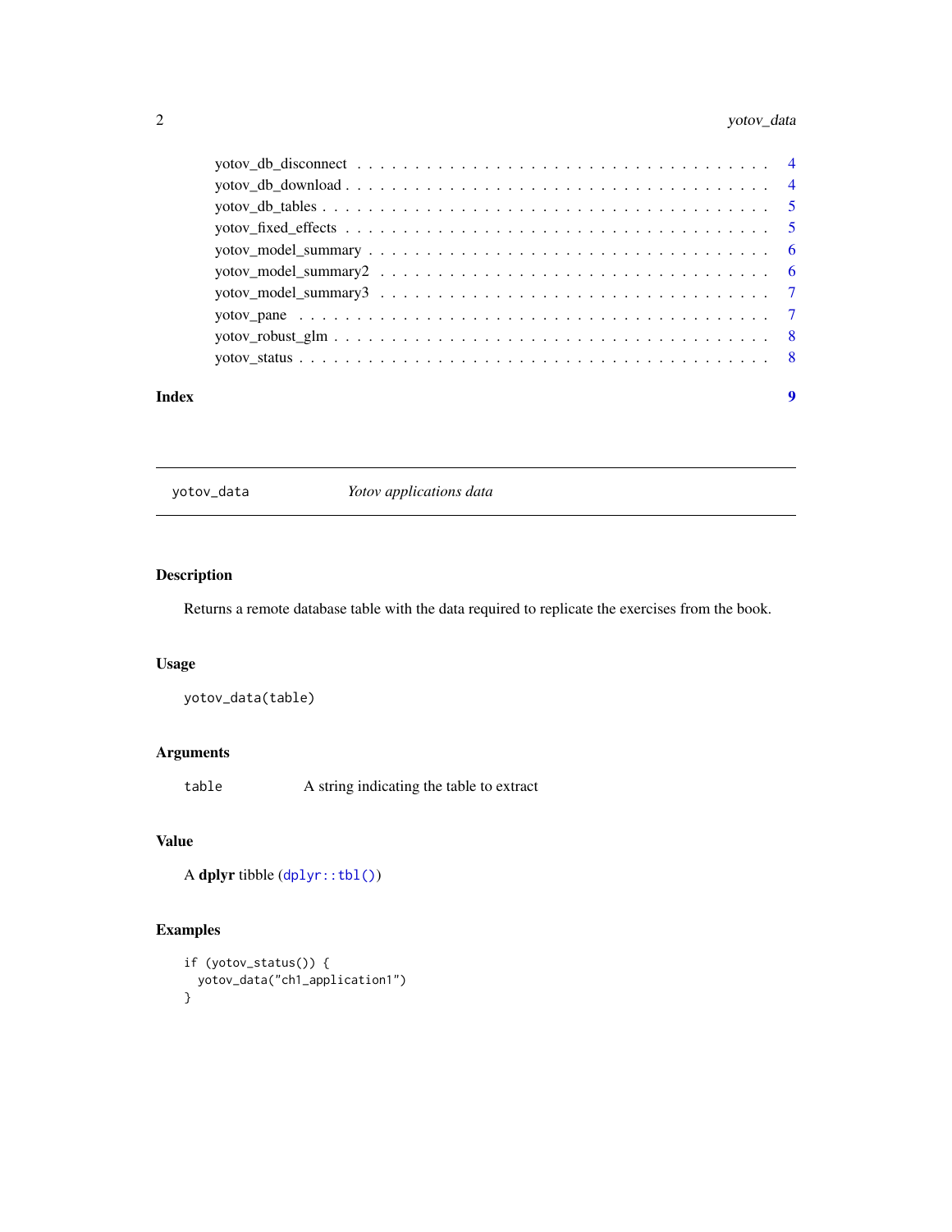yotov_db_disconnect . . . . . . . . . . . . . . . . . . . . . . . . . . . . . . . . . . . 4
yotov_db_download . . . . . . . . . . . . . . . . . . . . . . . . . . . . . . . . . . . . 4
yotov_db_tables . . . . . . . . . . . . . . . . . . . . . . . . . . . . . . . . . . . . . . 5
yotov_fixed_effects . . . . . . . . . . . . . . . . . . . . . . . . . . . . . . . . . . . . 5
yotov_model_summary . . . . . . . . . . . . . . . . . . . . . . . . . . . . . . . . . . . 6
yotov_model_summary2 . . . . . . . . . . . . . . . . . . . . . . . . . . . . . . . . . . 6
yotov_model_summary3 . . . . . . . . . . . . . . . . . . . . . . . . . . . . . . . . . . 7
yotov_pane . . . . . . . . . . . . . . . . . . . . . . . . . . . . . . . . . . . . . . . . 7
yotov_robust_glm . . . . . . . . . . . . . . . . . . . . . . . . . . . . . . . . . . . . . 8
yotov_status . . . . . . . . . . . . . . . . . . . . . . . . . . . . . . . . . . . . . . . 8

**Index** **9**

---

`yotov_data` *Yotov applications data*

---

## Description

Returns a remote database table with the data required to replicate the exercises from the book.

## Usage

```
yotov_data(table)
```

## Arguments

| | |
|---|---|
| `table` | A string indicating the table to extract |

## Value

A **dplyr** tibble (`dplyr::tbl()`)

## Examples

```
if (yotov_status()) {
  yotov_data("ch1_application1")
}
```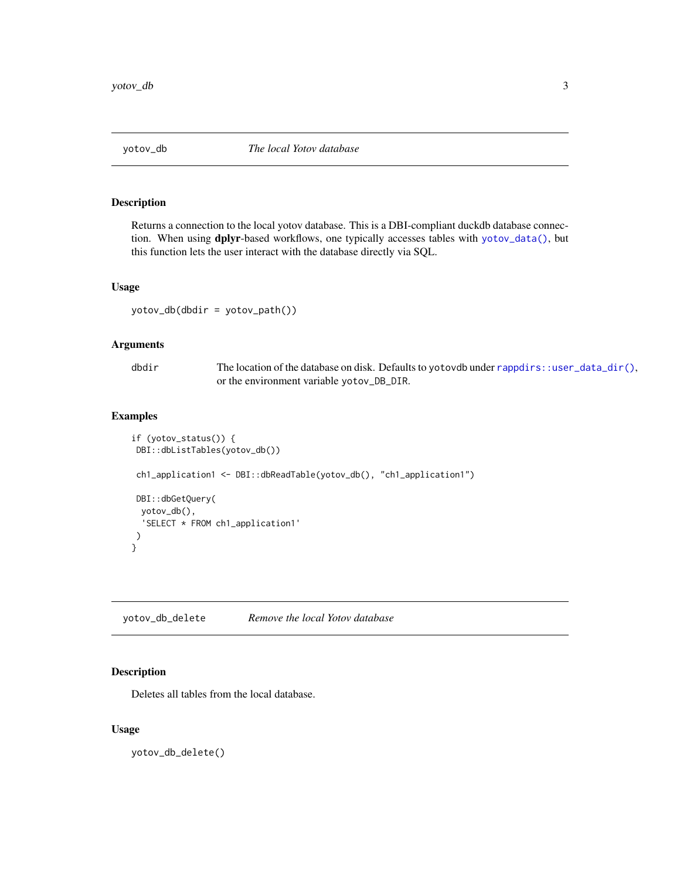## yotov_db — *The local Yotov database*

### Description

Returns a connection to the local yotov database. This is a DBI-compliant duckdb database connection. When using **dplyr**-based workflows, one typically accesses tables with `yotov_data()`, but this function lets the user interact with the database directly via SQL.

### Usage

```
yotov_db(dbdir = yotov_path())
```

### Arguments

| | |
|---|---|
| dbdir | The location of the database on disk. Defaults to `yotovdb` under `rappdirs::user_data_dir()`, or the environment variable `yotov_DB_DIR`. |

### Examples

```
if (yotov_status()) {
 DBI::dbListTables(yotov_db())

 ch1_application1 <- DBI::dbReadTable(yotov_db(), "ch1_application1")

 DBI::dbGetQuery(
  yotov_db(),
  'SELECT * FROM ch1_application1'
 )
}
```

## yotov_db_delete — *Remove the local Yotov database*

### Description

Deletes all tables from the local database.

### Usage

```
yotov_db_delete()
```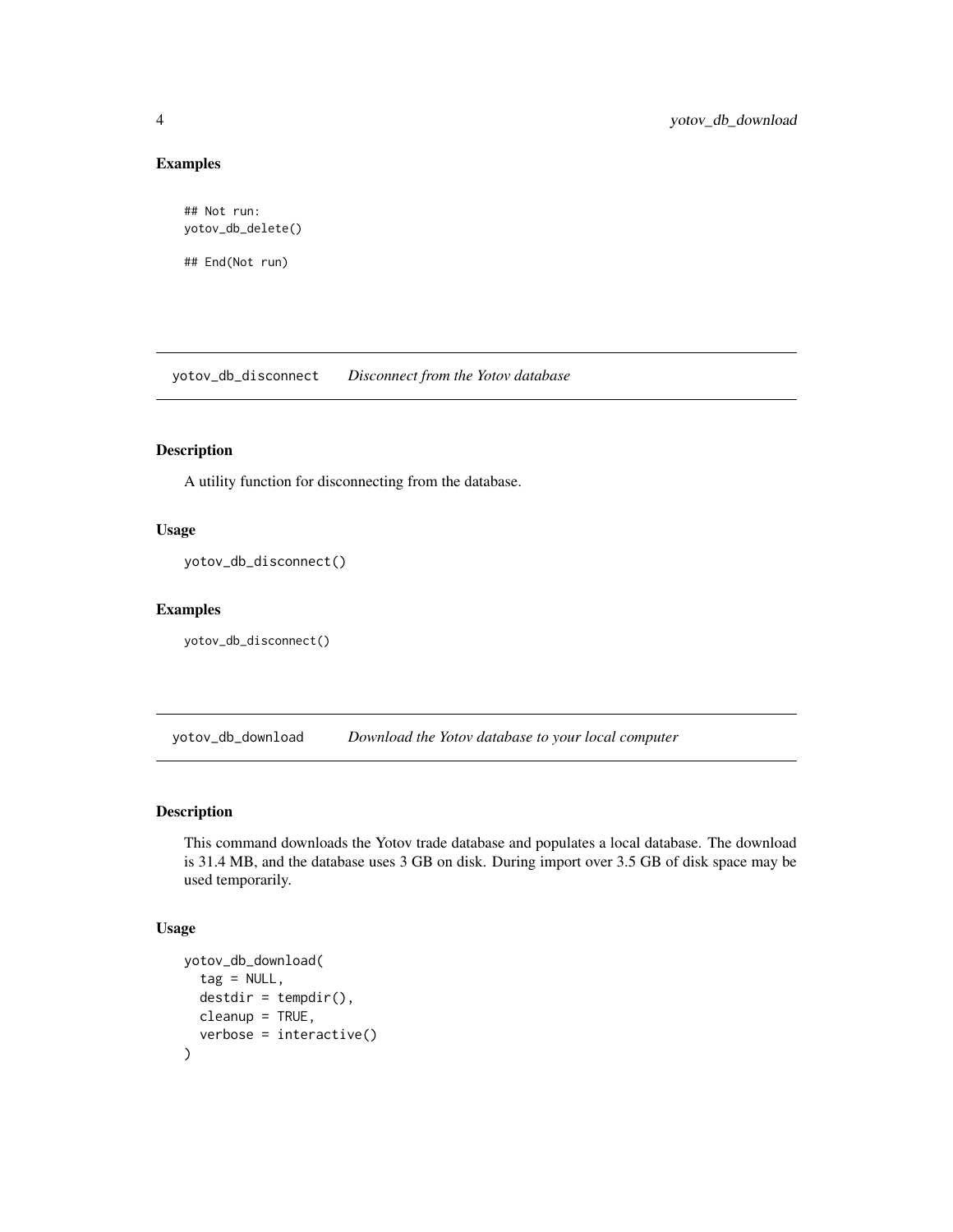### Examples

```
## Not run:
yotov_db_delete()

## End(Not run)
```

## yotov_db_disconnect *Disconnect from the Yotov database*

### Description

A utility function for disconnecting from the database.

### Usage

```
yotov_db_disconnect()
```

### Examples

```
yotov_db_disconnect()
```

## yotov_db_download *Download the Yotov database to your local computer*

### Description

This command downloads the Yotov trade database and populates a local database. The download is 31.4 MB, and the database uses 3 GB on disk. During import over 3.5 GB of disk space may be used temporarily.

### Usage

```
yotov_db_download(
  tag = NULL,
  destdir = tempdir(),
  cleanup = TRUE,
  verbose = interactive()
)
```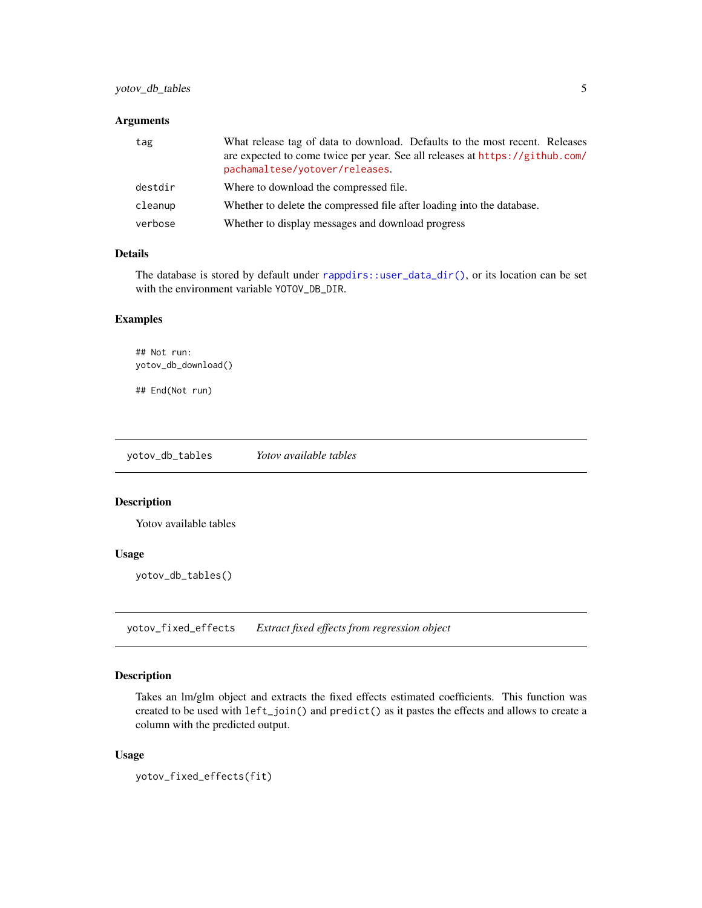### Arguments

| | |
|---|---|
| tag | What release tag of data to download. Defaults to the most recent. Releases are expected to come twice per year. See all releases at https://github.com/pachamaltese/yotover/releases. |
| destdir | Where to download the compressed file. |
| cleanup | Whether to delete the compressed file after loading into the database. |
| verbose | Whether to display messages and download progress |

### Details

The database is stored by default under `rappdirs::user_data_dir()`, or its location can be set with the environment variable `YOTOV_DB_DIR`.

### Examples

```
## Not run:
yotov_db_download()

## End(Not run)
```

---

## yotov_db_tables — *Yotov available tables*

### Description

Yotov available tables

### Usage

```
yotov_db_tables()
```

---

## yotov_fixed_effects — *Extract fixed effects from regression object*

### Description

Takes an lm/glm object and extracts the fixed effects estimated coefficients. This function was created to be used with `left_join()` and `predict()` as it pastes the effects and allows to create a column with the predicted output.

### Usage

```
yotov_fixed_effects(fit)
```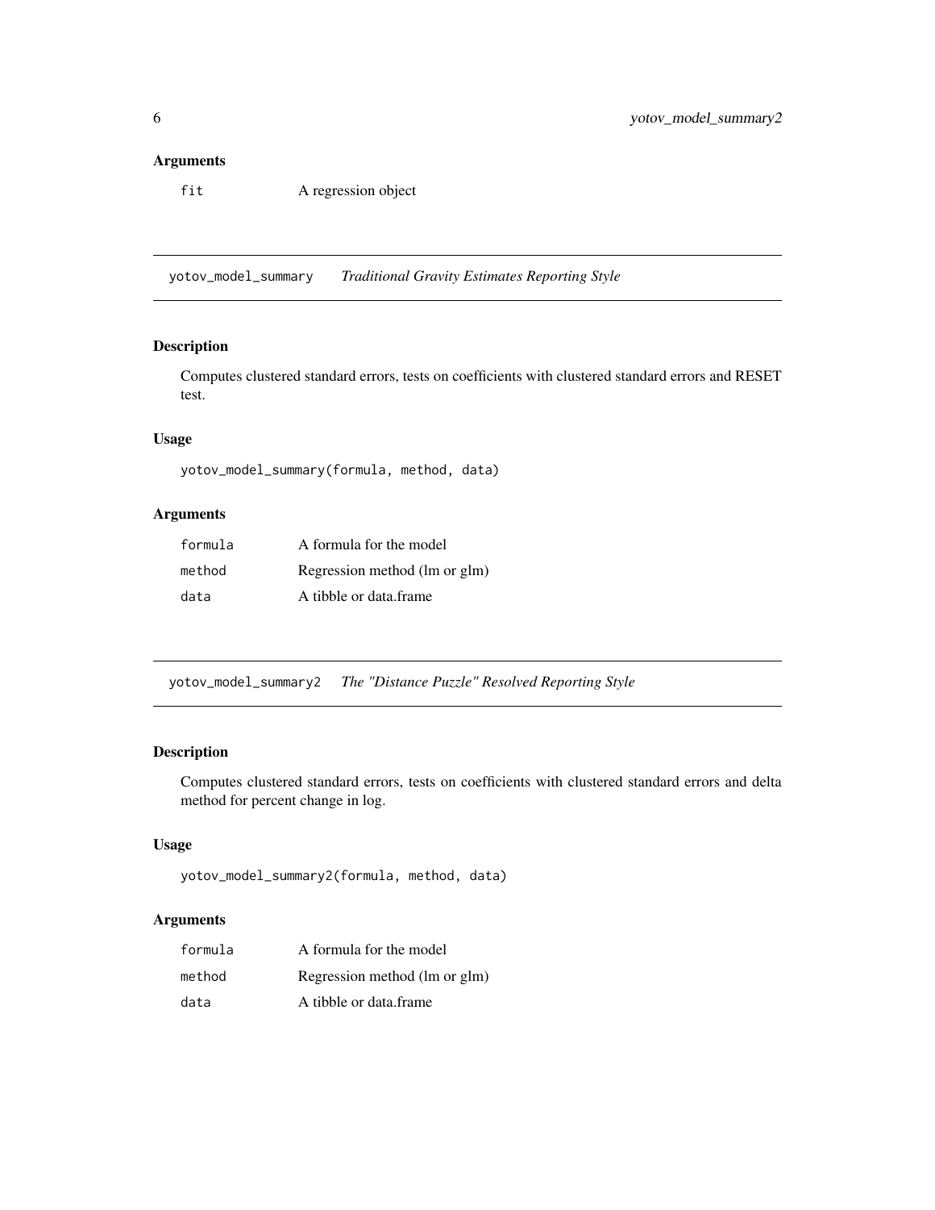### Arguments

| | |
|---|---|
| fit | A regression object |

## yotov_model_summary *Traditional Gravity Estimates Reporting Style*

### Description

Computes clustered standard errors, tests on coefficients with clustered standard errors and RESET test.

### Usage

```
yotov_model_summary(formula, method, data)
```

### Arguments

| | |
|---|---|
| formula | A formula for the model |
| method | Regression method (lm or glm) |
| data | A tibble or data.frame |

## yotov_model_summary2 *The "Distance Puzzle" Resolved Reporting Style*

### Description

Computes clustered standard errors, tests on coefficients with clustered standard errors and delta method for percent change in log.

### Usage

```
yotov_model_summary2(formula, method, data)
```

### Arguments

| | |
|---|---|
| formula | A formula for the model |
| method | Regression method (lm or glm) |
| data | A tibble or data.frame |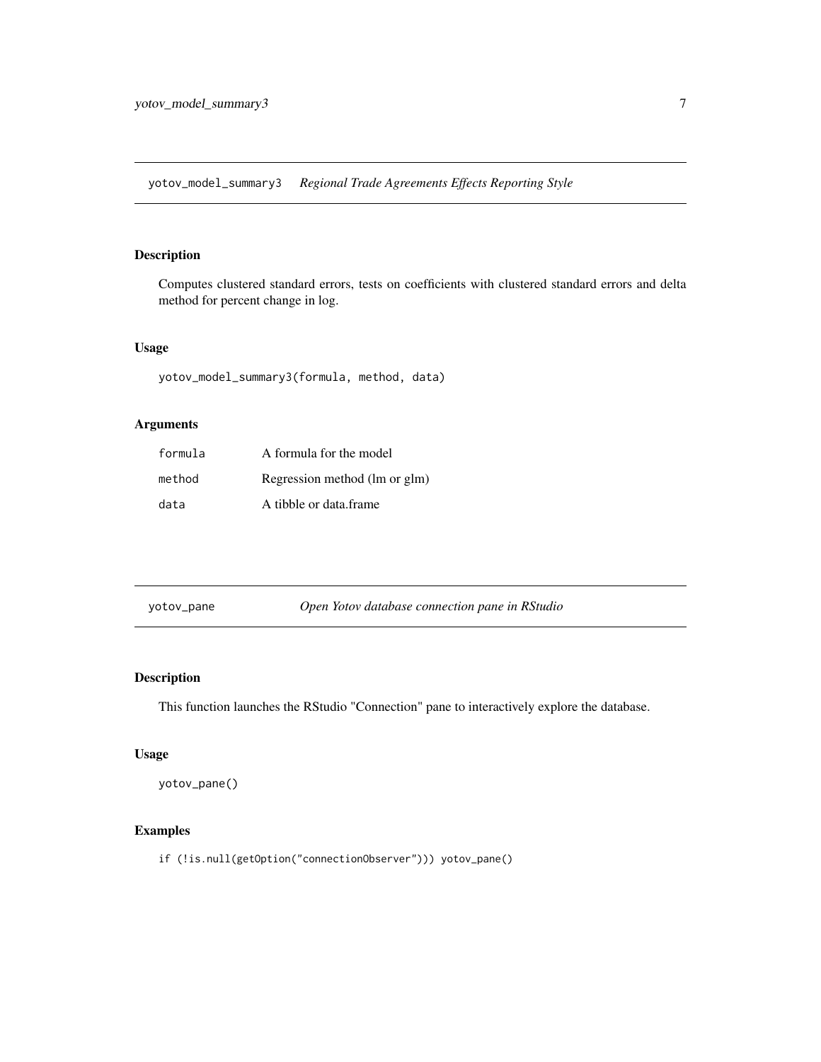## yotov_model_summary3 *Regional Trade Agreements Effects Reporting Style*

### Description

Computes clustered standard errors, tests on coefficients with clustered standard errors and delta method for percent change in log.

### Usage

```
yotov_model_summary3(formula, method, data)
```

### Arguments

| | |
|---|---|
| formula | A formula for the model |
| method | Regression method (lm or glm) |
| data | A tibble or data.frame |

## yotov_pane *Open Yotov database connection pane in RStudio*

### Description

This function launches the RStudio "Connection" pane to interactively explore the database.

### Usage

```
yotov_pane()
```

### Examples

```
if (!is.null(getOption("connectionObserver"))) yotov_pane()
```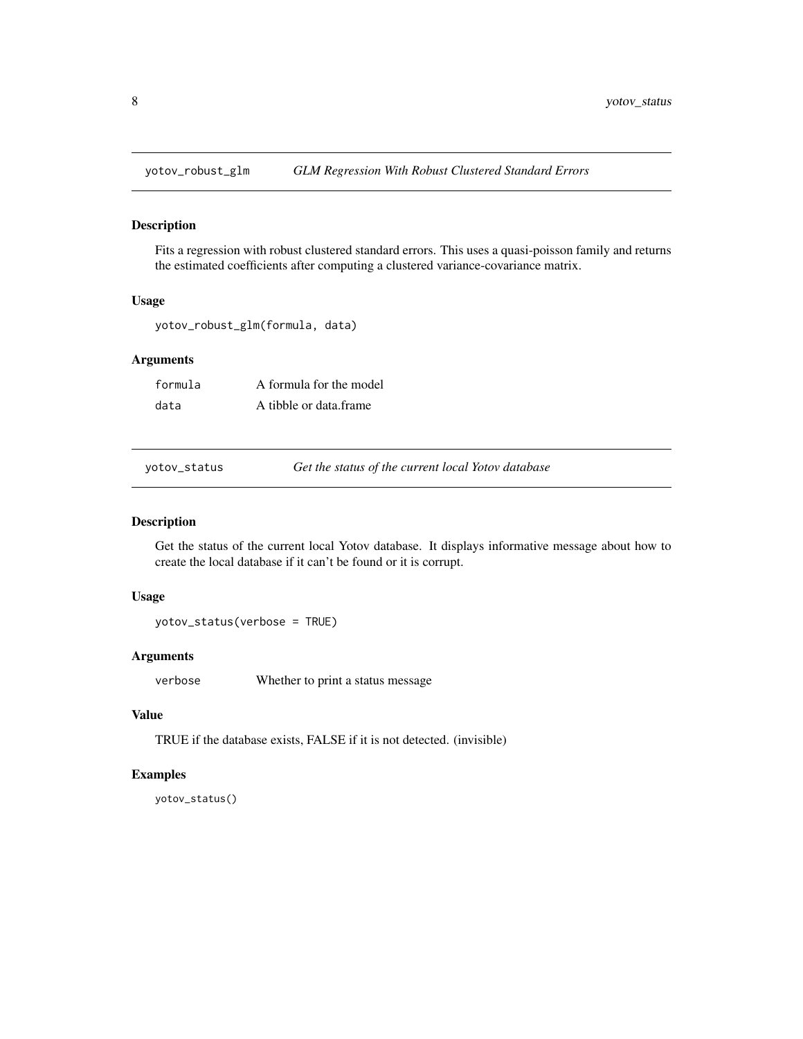## yotov_robust_glm — *GLM Regression With Robust Clustered Standard Errors*

### Description

Fits a regression with robust clustered standard errors. This uses a quasi-poisson family and returns the estimated coefficients after computing a clustered variance-covariance matrix.

### Usage

```
yotov_robust_glm(formula, data)
```

### Arguments

| | |
|---|---|
| `formula` | A formula for the model |
| `data` | A tibble or data.frame |

## yotov_status — *Get the status of the current local Yotov database*

### Description

Get the status of the current local Yotov database. It displays informative message about how to create the local database if it can't be found or it is corrupt.

### Usage

```
yotov_status(verbose = TRUE)
```

### Arguments

| | |
|---|---|
| `verbose` | Whether to print a status message |

### Value

TRUE if the database exists, FALSE if it is not detected. (invisible)

### Examples

```
yotov_status()
```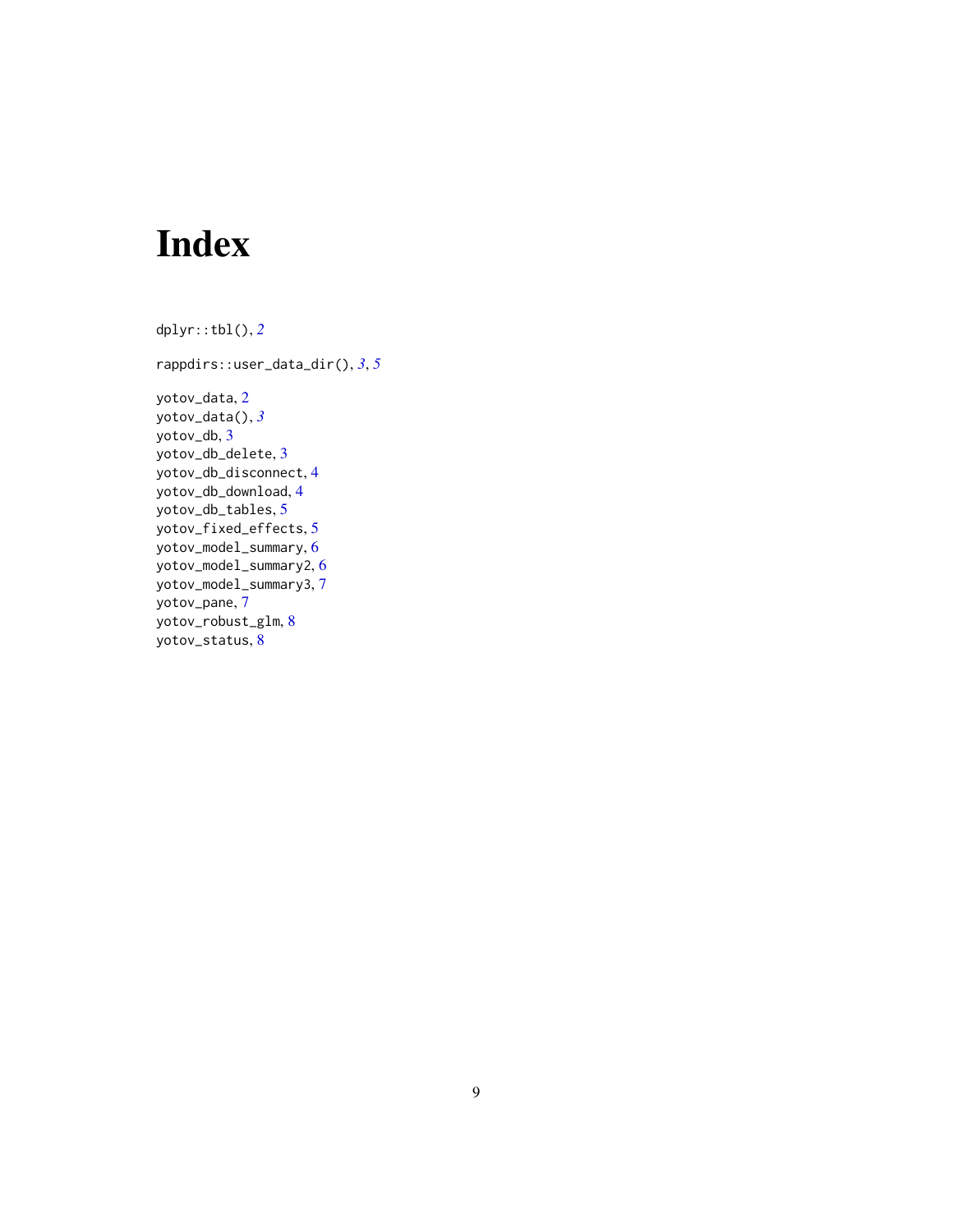# Index

dplyr::tbl(), *2*

rappdirs::user_data_dir(), *3*, *5*

yotov_data, 2
yotov_data(), *3*
yotov_db, 3
yotov_db_delete, 3
yotov_db_disconnect, 4
yotov_db_download, 4
yotov_db_tables, 5
yotov_fixed_effects, 5
yotov_model_summary, 6
yotov_model_summary2, 6
yotov_model_summary3, 7
yotov_pane, 7
yotov_robust_glm, 8
yotov_status, 8